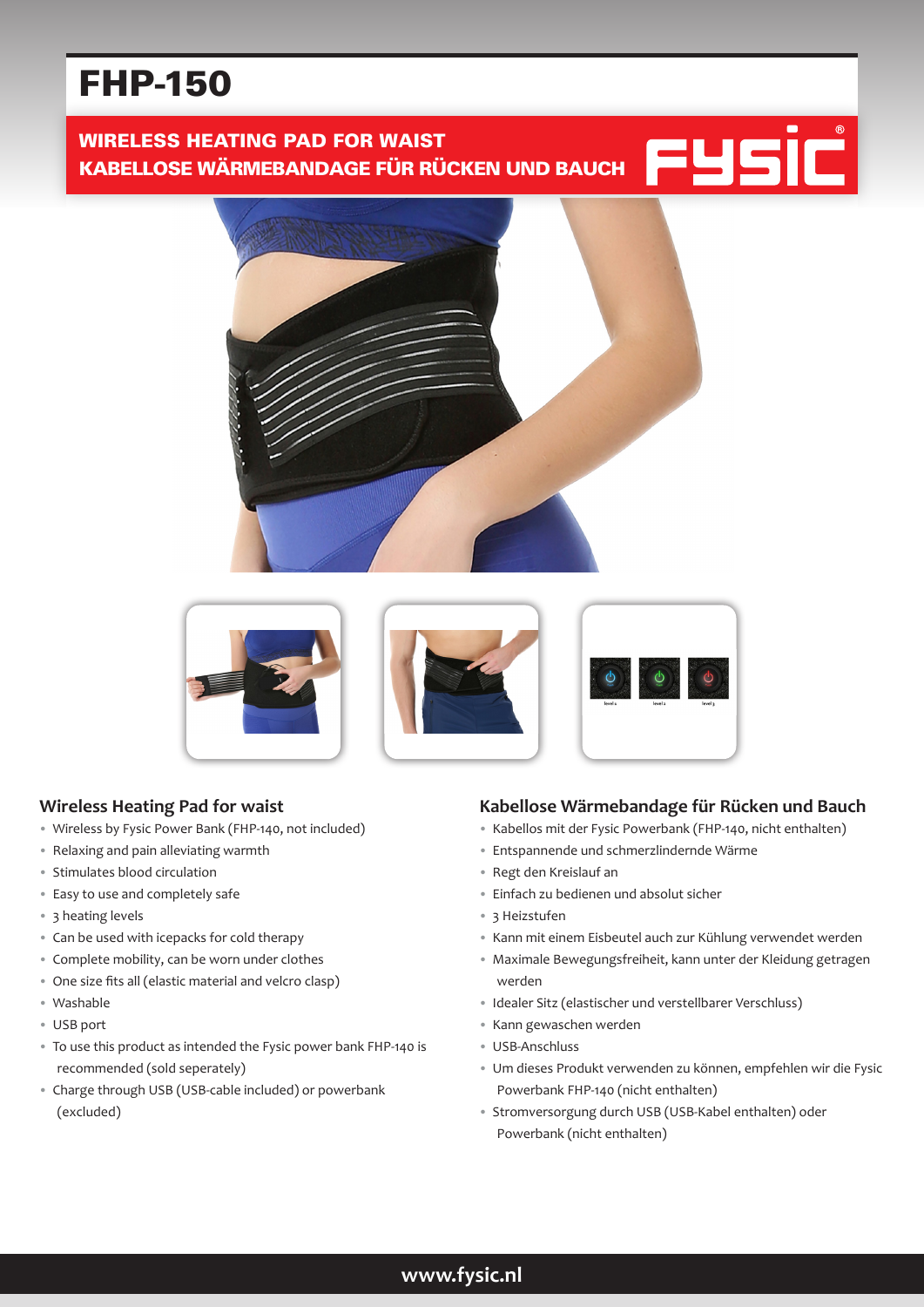# FHP-150

**WIRELESS HEATING PAD FOR WAIST**
**KABELLOSE WÄRMEBANDAGE FÜR RÜCKEN UND BAUCH**

FYSIC®

## Wireless Heating Pad for waist

- Wireless by Fysic Power Bank (FHP-140, not included)
- Relaxing and pain alleviating warmth
- Stimulates blood circulation
- Easy to use and completely safe
- 3 heating levels
- Can be used with icepacks for cold therapy
- Complete mobility, can be worn under clothes
- One size fits all (elastic material and velcro clasp)
- Washable
- USB port
- To use this product as intended the Fysic power bank FHP-140 is recommended (sold seperately)
- Charge through USB (USB-cable included) or powerbank (excluded)

## Kabellose Wärmebandage für Rücken und Bauch

- Kabellos mit der Fysic Powerbank (FHP-140, nicht enthalten)
- Entspannende und schmerzlindernde Wärme
- Regt den Kreislauf an
- Einfach zu bedienen und absolut sicher
- 3 Heizstufen
- Kann mit einem Eisbeutel auch zur Kühlung verwendet werden
- Maximale Bewegungsfreiheit, kann unter der Kleidung getragen werden
- Idealer Sitz (elastischer und verstellbarer Verschluss)
- Kann gewaschen werden
- USB-Anschluss
- Um dieses Produkt verwenden zu können, empfehlen wir die Fysic Powerbank FHP-140 (nicht enthalten)
- Stromversorgung durch USB (USB-Kabel enthalten) oder Powerbank (nicht enthalten)

www.fysic.nl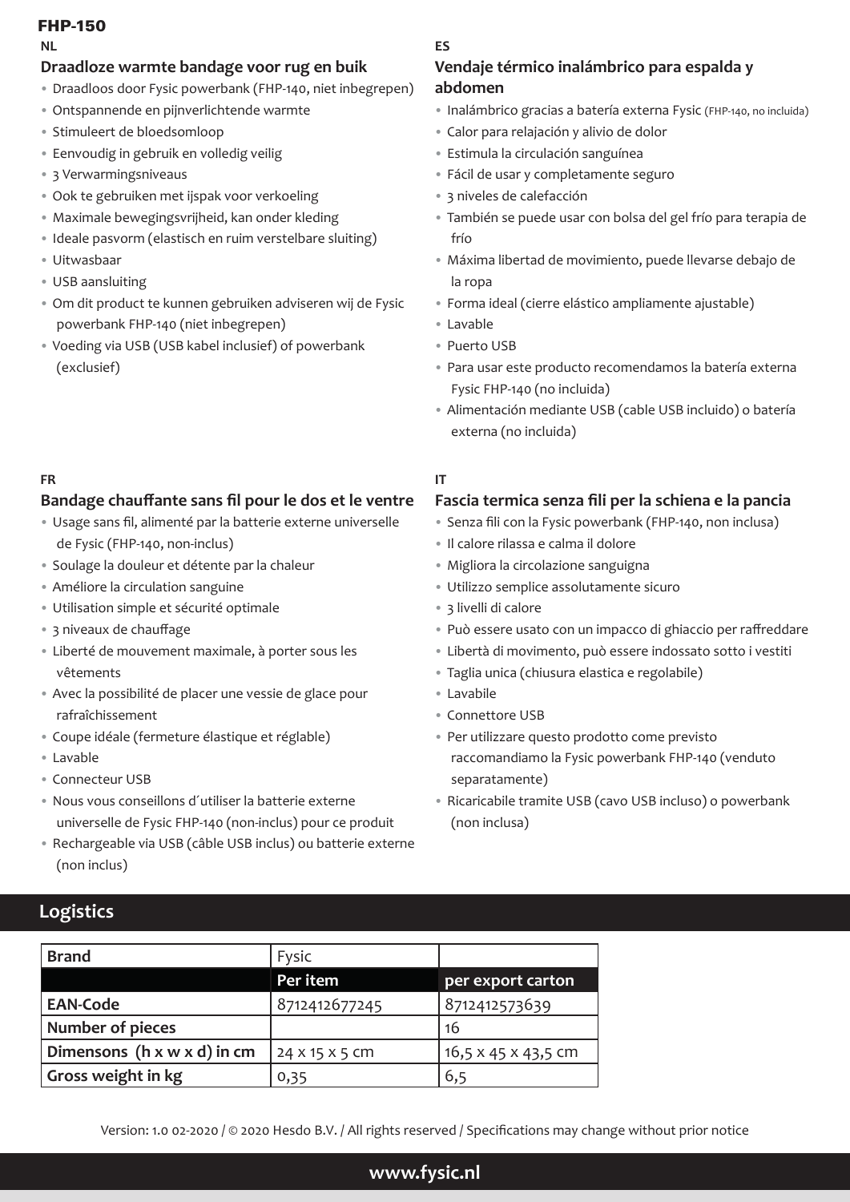# FHP-150

## NL

### Draadloze warmte bandage voor rug en buik

- Draadloos door Fysic powerbank (FHP-140, niet inbegrepen)
- Ontspannende en pijnverlichtende warmte
- Stimuleert de bloedsomloop
- Eenvoudig in gebruik en volledig veilig
- 3 Verwarmingsniveaus
- Ook te gebruiken met ijspak voor verkoeling
- Maximale bewegingsvrijheid, kan onder kleding
- Ideale pasvorm (elastisch en ruim verstelbare sluiting)
- Uitwasbaar
- USB aansluiting
- Om dit product te kunnen gebruiken adviseren wij de Fysic powerbank FHP-140 (niet inbegrepen)
- Voeding via USB (USB kabel inclusief) of powerbank (exclusief)

## ES

### Vendaje térmico inalámbrico para espalda y abdomen

- Inalámbrico gracias a batería externa Fysic (FHP-140, no incluida)
- Calor para relajación y alivio de dolor
- Estimula la circulación sanguínea
- Fácil de usar y completamente seguro
- 3 niveles de calefacción
- También se puede usar con bolsa del gel frío para terapia de frío
- Máxima libertad de movimiento, puede llevarse debajo de la ropa
- Forma ideal (cierre elástico ampliamente ajustable)
- Lavable
- Puerto USB
- Para usar este producto recomendamos la batería externa Fysic FHP-140 (no incluida)
- Alimentación mediante USB (cable USB incluido) o batería externa (no incluida)

## FR

### Bandage chauffante sans fil pour le dos et le ventre

- Usage sans fil, alimenté par la batterie externe universelle de Fysic (FHP-140, non-inclus)
- Soulage la douleur et détente par la chaleur
- Améliore la circulation sanguine
- Utilisation simple et sécurité optimale
- 3 niveaux de chauffage
- Liberté de mouvement maximale, à porter sous les vêtements
- Avec la possibilité de placer une vessie de glace pour rafraîchissement
- Coupe idéale (fermeture élastique et réglable)
- Lavable
- Connecteur USB
- Nous vous conseillons d´utiliser la batterie externe universelle de Fysic FHP-140 (non-inclus) pour ce produit
- Rechargeable via USB (câble USB inclus) ou batterie externe (non inclus)

## IT

### Fascia termica senza fili per la schiena e la pancia

- Senza fili con la Fysic powerbank (FHP-140, non inclusa)
- Il calore rilassa e calma il dolore
- Migliora la circolazione sanguigna
- Utilizzo semplice assolutamente sicuro
- 3 livelli di calore
- Può essere usato con un impacco di ghiaccio per raffreddare
- Libertà di movimento, può essere indossato sotto i vestiti
- Taglia unica (chiusura elastica e regolabile)
- Lavabile
- Connettore USB
- Per utilizzare questo prodotto come previsto raccomandiamo la Fysic powerbank FHP-140 (venduto separatamente)
- Ricaricabile tramite USB (cavo USB incluso) o powerbank (non inclusa)

## Logistics

| Brand | Fysic | |
|---|---|---|
| | **Per item** | **per export carton** |
| **EAN-Code** | 8712412677245 | 8712412573639 |
| **Number of pieces** | | 16 |
| **Dimensons (h x w x d) in cm** | 24 x 15 x 5 cm | 16,5 x 45 x 43,5 cm |
| **Gross weight in kg** | 0,35 | 6,5 |

Version: 1.0 02-2020 / © 2020 Hesdo B.V. / All rights reserved / Specifications may change without prior notice

**www.fysic.nl**